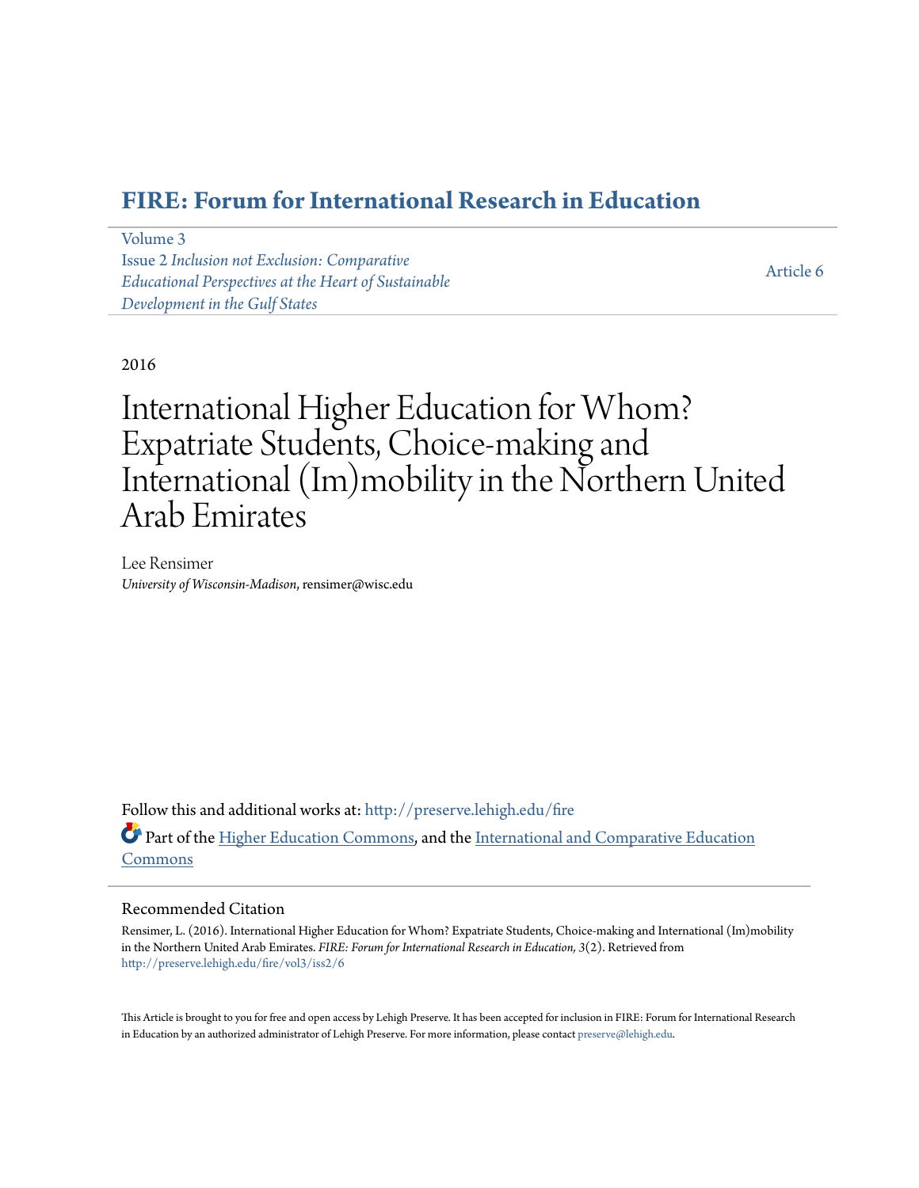# FIRE: Forum for International Research in Education

Volume 3
Issue 2 *Inclusion not Exclusion: Comparative Educational Perspectives at the Heart of Sustainable Development in the Gulf States*

Article 6

2016

# International Higher Education for Whom? Expatriate Students, Choice-making and International (Im)mobility in the Northern United Arab Emirates

Lee Rensimer
*University of Wisconsin-Madison*, rensimer@wisc.edu

Follow this and additional works at: http://preserve.lehigh.edu/fire

Part of the Higher Education Commons, and the International and Comparative Education Commons

## Recommended Citation

Rensimer, L. (2016). International Higher Education for Whom? Expatriate Students, Choice-making and International (Im)mobility in the Northern United Arab Emirates. *FIRE: Forum for International Research in Education, 3*(2). Retrieved from http://preserve.lehigh.edu/fire/vol3/iss2/6

This Article is brought to you for free and open access by Lehigh Preserve. It has been accepted for inclusion in FIRE: Forum for International Research in Education by an authorized administrator of Lehigh Preserve. For more information, please contact preserve@lehigh.edu.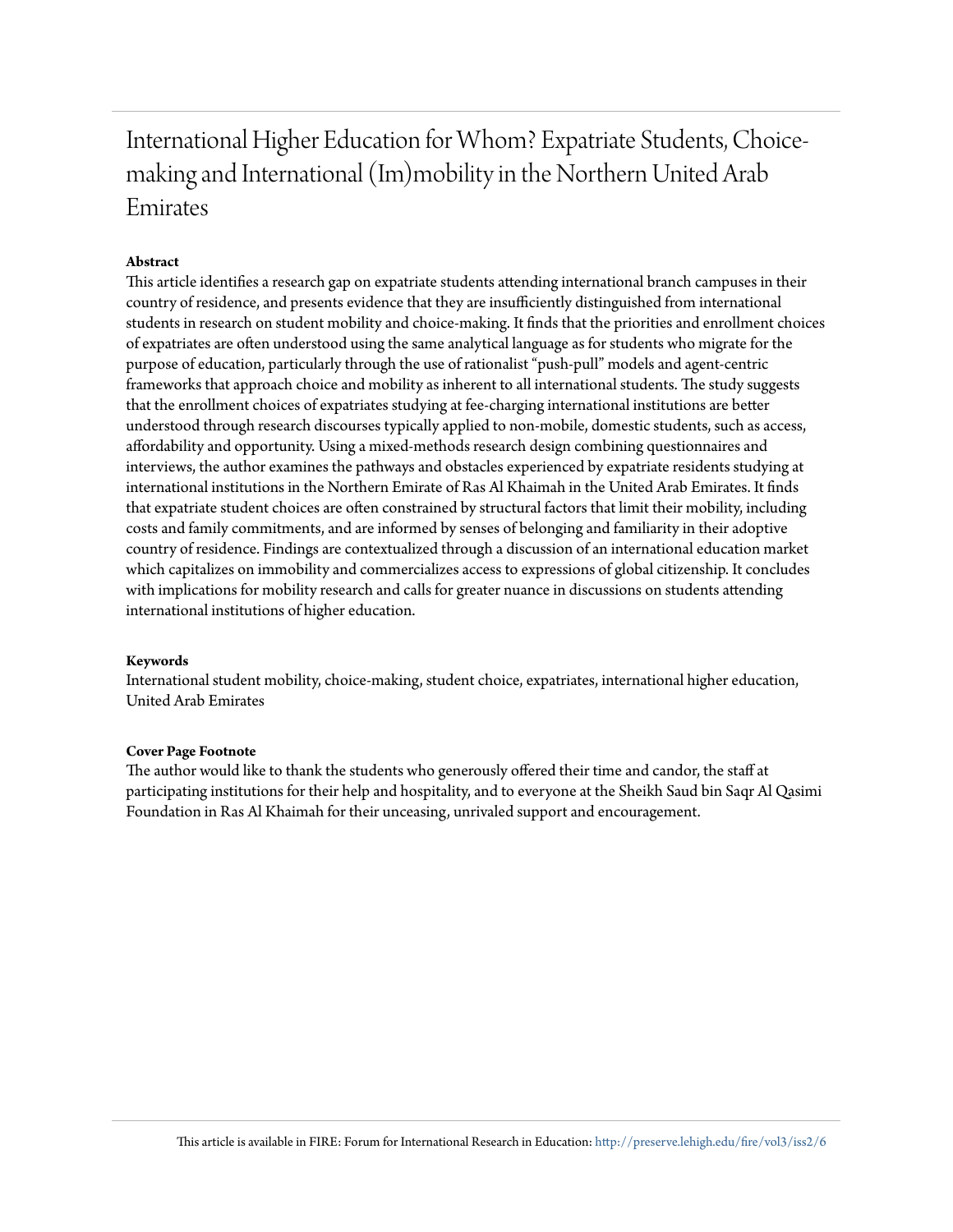# International Higher Education for Whom? Expatriate Students, Choice-making and International (Im)mobility in the Northern United Arab Emirates

**Abstract**

This article identifies a research gap on expatriate students attending international branch campuses in their country of residence, and presents evidence that they are insufficiently distinguished from international students in research on student mobility and choice-making. It finds that the priorities and enrollment choices of expatriates are often understood using the same analytical language as for students who migrate for the purpose of education, particularly through the use of rationalist "push-pull" models and agent-centric frameworks that approach choice and mobility as inherent to all international students. The study suggests that the enrollment choices of expatriates studying at fee-charging international institutions are better understood through research discourses typically applied to non-mobile, domestic students, such as access, affordability and opportunity. Using a mixed-methods research design combining questionnaires and interviews, the author examines the pathways and obstacles experienced by expatriate residents studying at international institutions in the Northern Emirate of Ras Al Khaimah in the United Arab Emirates. It finds that expatriate student choices are often constrained by structural factors that limit their mobility, including costs and family commitments, and are informed by senses of belonging and familiarity in their adoptive country of residence. Findings are contextualized through a discussion of an international education market which capitalizes on immobility and commercializes access to expressions of global citizenship. It concludes with implications for mobility research and calls for greater nuance in discussions on students attending international institutions of higher education.

**Keywords**

International student mobility, choice-making, student choice, expatriates, international higher education, United Arab Emirates

**Cover Page Footnote**

The author would like to thank the students who generously offered their time and candor, the staff at participating institutions for their help and hospitality, and to everyone at the Sheikh Saud bin Saqr Al Qasimi Foundation in Ras Al Khaimah for their unceasing, unrivaled support and encouragement.

This article is available in FIRE: Forum for International Research in Education: http://preserve.lehigh.edu/fire/vol3/iss2/6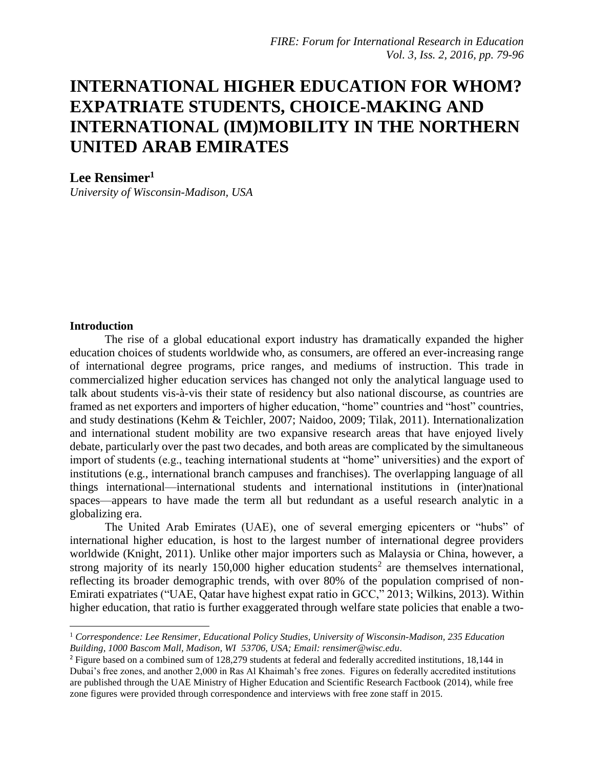# INTERNATIONAL HIGHER EDUCATION FOR WHOM? EXPATRIATE STUDENTS, CHOICE-MAKING AND INTERNATIONAL (IM)MOBILITY IN THE NORTHERN UNITED ARAB EMIRATES

**Lee Rensimer**[1]

*University of Wisconsin-Madison, USA*

## Introduction

The rise of a global educational export industry has dramatically expanded the higher education choices of students worldwide who, as consumers, are offered an ever-increasing range of international degree programs, price ranges, and mediums of instruction. This trade in commercialized higher education services has changed not only the analytical language used to talk about students vis-à-vis their state of residency but also national discourse, as countries are framed as net exporters and importers of higher education, "home" countries and "host" countries, and study destinations (Kehm & Teichler, 2007; Naidoo, 2009; Tilak, 2011). Internationalization and international student mobility are two expansive research areas that have enjoyed lively debate, particularly over the past two decades, and both areas are complicated by the simultaneous import of students (e.g., teaching international students at "home" universities) and the export of institutions (e.g., international branch campuses and franchises). The overlapping language of all things international—international students and international institutions in (inter)national spaces—appears to have made the term all but redundant as a useful research analytic in a globalizing era.

The United Arab Emirates (UAE), one of several emerging epicenters or "hubs" of international higher education, is host to the largest number of international degree providers worldwide (Knight, 2011). Unlike other major importers such as Malaysia or China, however, a strong majority of its nearly 150,000 higher education students[2] are themselves international, reflecting its broader demographic trends, with over 80% of the population comprised of non-Emirati expatriates ("UAE, Qatar have highest expat ratio in GCC," 2013; Wilkins, 2013). Within higher education, that ratio is further exaggerated through welfare state policies that enable a two-

---

[1] *Correspondence: Lee Rensimer, Educational Policy Studies, University of Wisconsin-Madison, 235 Education Building, 1000 Bascom Mall, Madison, WI 53706, USA; Email: rensimer@wisc.edu*.

[2] Figure based on a combined sum of 128,279 students at federal and federally accredited institutions, 18,144 in Dubai's free zones, and another 2,000 in Ras Al Khaimah's free zones. Figures on federally accredited institutions are published through the UAE Ministry of Higher Education and Scientific Research Factbook (2014), while free zone figures were provided through correspondence and interviews with free zone staff in 2015.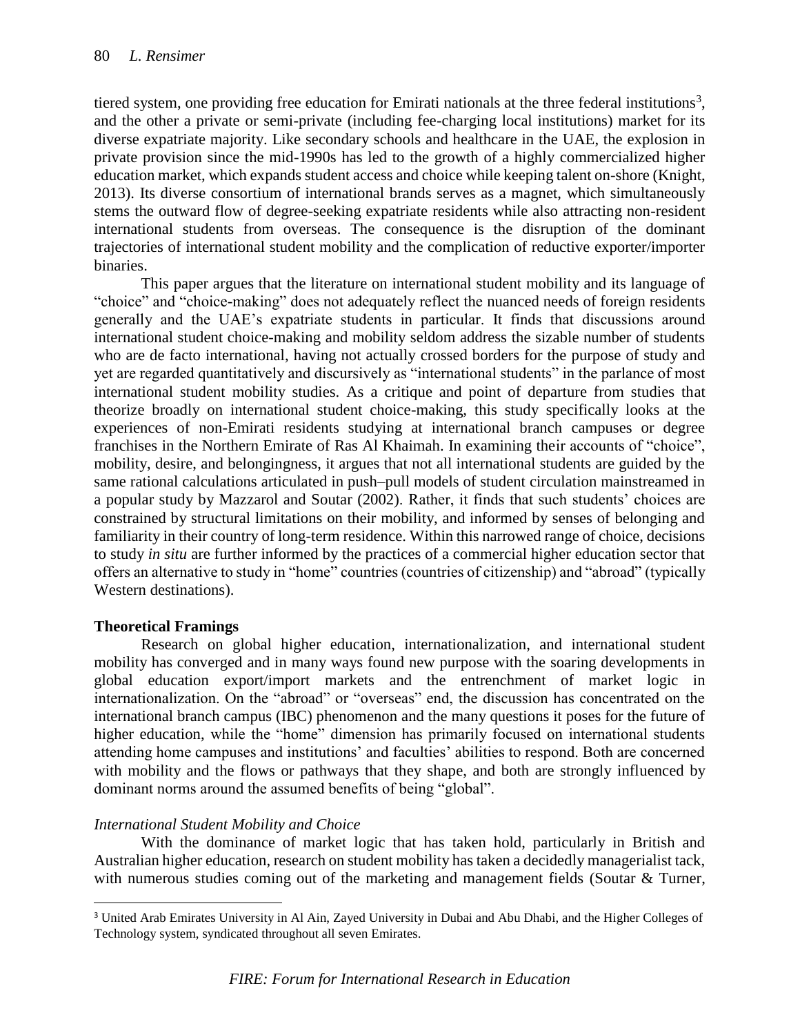tiered system, one providing free education for Emirati nationals at the three federal institutions[3], and the other a private or semi-private (including fee-charging local institutions) market for its diverse expatriate majority. Like secondary schools and healthcare in the UAE, the explosion in private provision since the mid-1990s has led to the growth of a highly commercialized higher education market, which expands student access and choice while keeping talent on-shore (Knight, 2013). Its diverse consortium of international brands serves as a magnet, which simultaneously stems the outward flow of degree-seeking expatriate residents while also attracting non-resident international students from overseas. The consequence is the disruption of the dominant trajectories of international student mobility and the complication of reductive exporter/importer binaries.

This paper argues that the literature on international student mobility and its language of "choice" and "choice-making" does not adequately reflect the nuanced needs of foreign residents generally and the UAE's expatriate students in particular. It finds that discussions around international student choice-making and mobility seldom address the sizable number of students who are de facto international, having not actually crossed borders for the purpose of study and yet are regarded quantitatively and discursively as "international students" in the parlance of most international student mobility studies. As a critique and point of departure from studies that theorize broadly on international student choice-making, this study specifically looks at the experiences of non-Emirati residents studying at international branch campuses or degree franchises in the Northern Emirate of Ras Al Khaimah. In examining their accounts of "choice", mobility, desire, and belongingness, it argues that not all international students are guided by the same rational calculations articulated in push–pull models of student circulation mainstreamed in a popular study by Mazzarol and Soutar (2002). Rather, it finds that such students' choices are constrained by structural limitations on their mobility, and informed by senses of belonging and familiarity in their country of long-term residence. Within this narrowed range of choice, decisions to study *in situ* are further informed by the practices of a commercial higher education sector that offers an alternative to study in "home" countries (countries of citizenship) and "abroad" (typically Western destinations).

## Theoretical Framings

Research on global higher education, internationalization, and international student mobility has converged and in many ways found new purpose with the soaring developments in global education export/import markets and the entrenchment of market logic in internationalization. On the "abroad" or "overseas" end, the discussion has concentrated on the international branch campus (IBC) phenomenon and the many questions it poses for the future of higher education, while the "home" dimension has primarily focused on international students attending home campuses and institutions' and faculties' abilities to respond. Both are concerned with mobility and the flows or pathways that they shape, and both are strongly influenced by dominant norms around the assumed benefits of being "global".

### *International Student Mobility and Choice*

With the dominance of market logic that has taken hold, particularly in British and Australian higher education, research on student mobility has taken a decidedly managerialist tack, with numerous studies coming out of the marketing and management fields (Soutar & Turner,

[3] United Arab Emirates University in Al Ain, Zayed University in Dubai and Abu Dhabi, and the Higher Colleges of Technology system, syndicated throughout all seven Emirates.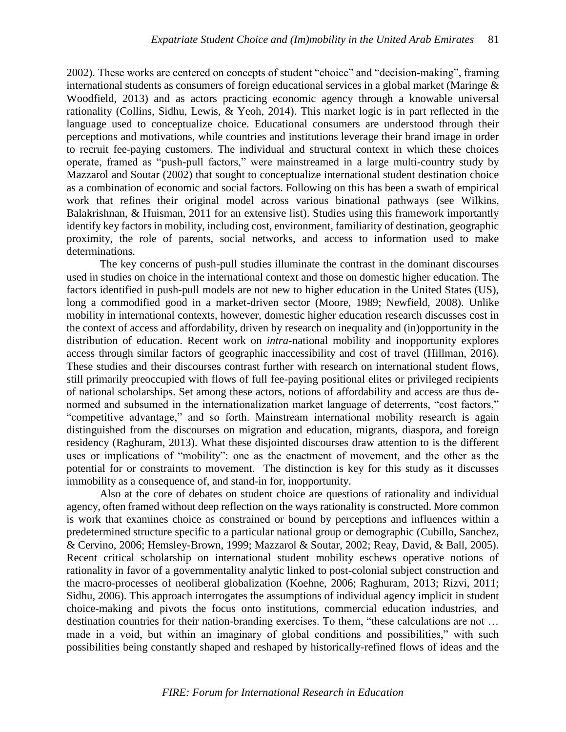2002). These works are centered on concepts of student "choice" and "decision-making", framing international students as consumers of foreign educational services in a global market (Maringe & Woodfield, 2013) and as actors practicing economic agency through a knowable universal rationality (Collins, Sidhu, Lewis, & Yeoh, 2014). This market logic is in part reflected in the language used to conceptualize choice. Educational consumers are understood through their perceptions and motivations, while countries and institutions leverage their brand image in order to recruit fee-paying customers. The individual and structural context in which these choices operate, framed as "push-pull factors," were mainstreamed in a large multi-country study by Mazzarol and Soutar (2002) that sought to conceptualize international student destination choice as a combination of economic and social factors. Following on this has been a swath of empirical work that refines their original model across various binational pathways (see Wilkins, Balakrishnan, & Huisman, 2011 for an extensive list). Studies using this framework importantly identify key factors in mobility, including cost, environment, familiarity of destination, geographic proximity, the role of parents, social networks, and access to information used to make determinations.

The key concerns of push-pull studies illuminate the contrast in the dominant discourses used in studies on choice in the international context and those on domestic higher education. The factors identified in push-pull models are not new to higher education in the United States (US), long a commodified good in a market-driven sector (Moore, 1989; Newfield, 2008). Unlike mobility in international contexts, however, domestic higher education research discusses cost in the context of access and affordability, driven by research on inequality and (in)opportunity in the distribution of education. Recent work on *intra*-national mobility and inopportunity explores access through similar factors of geographic inaccessibility and cost of travel (Hillman, 2016). These studies and their discourses contrast further with research on international student flows, still primarily preoccupied with flows of full fee-paying positional elites or privileged recipients of national scholarships. Set among these actors, notions of affordability and access are thus de-normed and subsumed in the internationalization market language of deterrents, "cost factors," "competitive advantage," and so forth. Mainstream international mobility research is again distinguished from the discourses on migration and education, migrants, diaspora, and foreign residency (Raghuram, 2013). What these disjointed discourses draw attention to is the different uses or implications of "mobility": one as the enactment of movement, and the other as the potential for or constraints to movement. The distinction is key for this study as it discusses immobility as a consequence of, and stand-in for, inopportunity.

Also at the core of debates on student choice are questions of rationality and individual agency, often framed without deep reflection on the ways rationality is constructed. More common is work that examines choice as constrained or bound by perceptions and influences within a predetermined structure specific to a particular national group or demographic (Cubillo, Sanchez, & Cervino, 2006; Hemsley-Brown, 1999; Mazzarol & Soutar, 2002; Reay, David, & Ball, 2005). Recent critical scholarship on international student mobility eschews operative notions of rationality in favor of a governmentality analytic linked to post-colonial subject construction and the macro-processes of neoliberal globalization (Koehne, 2006; Raghuram, 2013; Rizvi, 2011; Sidhu, 2006). This approach interrogates the assumptions of individual agency implicit in student choice-making and pivots the focus onto institutions, commercial education industries, and destination countries for their nation-branding exercises. To them, "these calculations are not … made in a void, but within an imaginary of global conditions and possibilities," with such possibilities being constantly shaped and reshaped by historically-refined flows of ideas and the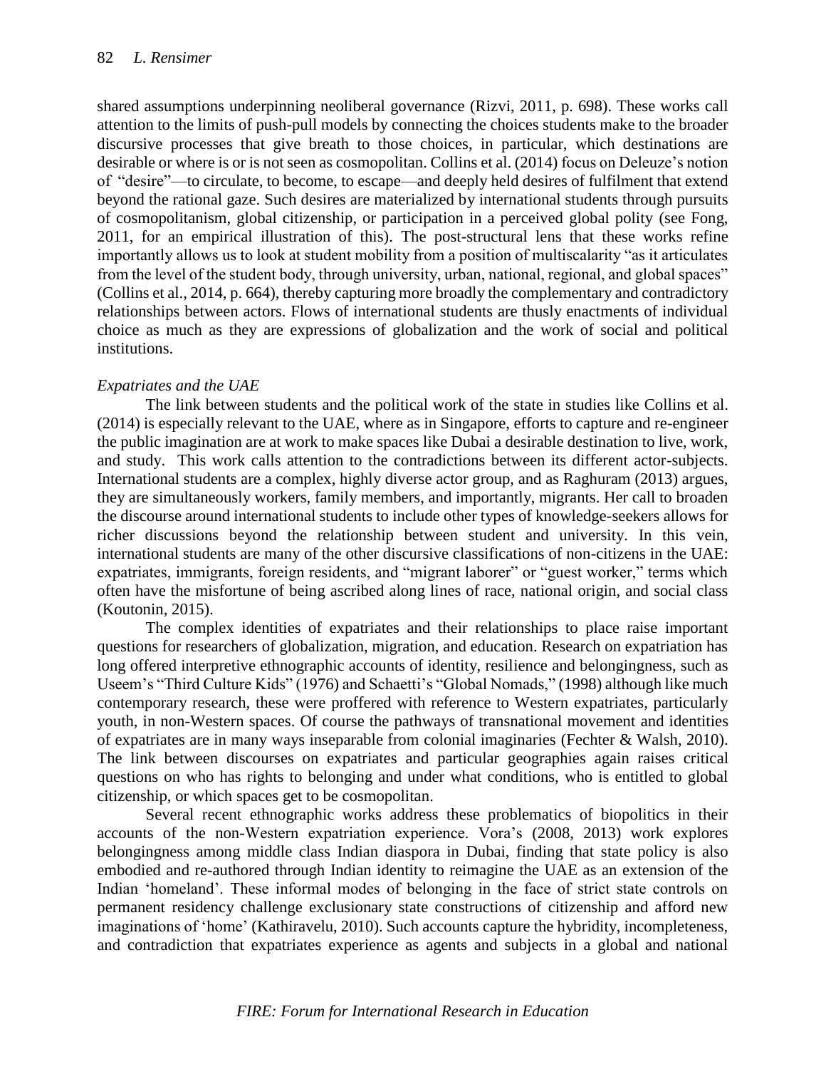shared assumptions underpinning neoliberal governance (Rizvi, 2011, p. 698). These works call attention to the limits of push-pull models by connecting the choices students make to the broader discursive processes that give breath to those choices, in particular, which destinations are desirable or where is or is not seen as cosmopolitan. Collins et al. (2014) focus on Deleuze's notion of "desire"—to circulate, to become, to escape—and deeply held desires of fulfilment that extend beyond the rational gaze. Such desires are materialized by international students through pursuits of cosmopolitanism, global citizenship, or participation in a perceived global polity (see Fong, 2011, for an empirical illustration of this). The post-structural lens that these works refine importantly allows us to look at student mobility from a position of multiscalarity "as it articulates from the level of the student body, through university, urban, national, regional, and global spaces" (Collins et al., 2014, p. 664), thereby capturing more broadly the complementary and contradictory relationships between actors. Flows of international students are thusly enactments of individual choice as much as they are expressions of globalization and the work of social and political institutions.

*Expatriates and the UAE*

The link between students and the political work of the state in studies like Collins et al. (2014) is especially relevant to the UAE, where as in Singapore, efforts to capture and re-engineer the public imagination are at work to make spaces like Dubai a desirable destination to live, work, and study. This work calls attention to the contradictions between its different actor-subjects. International students are a complex, highly diverse actor group, and as Raghuram (2013) argues, they are simultaneously workers, family members, and importantly, migrants. Her call to broaden the discourse around international students to include other types of knowledge-seekers allows for richer discussions beyond the relationship between student and university. In this vein, international students are many of the other discursive classifications of non-citizens in the UAE: expatriates, immigrants, foreign residents, and "migrant laborer" or "guest worker," terms which often have the misfortune of being ascribed along lines of race, national origin, and social class (Koutonin, 2015).

The complex identities of expatriates and their relationships to place raise important questions for researchers of globalization, migration, and education. Research on expatriation has long offered interpretive ethnographic accounts of identity, resilience and belongingness, such as Useem's "Third Culture Kids" (1976) and Schaetti's "Global Nomads," (1998) although like much contemporary research, these were proffered with reference to Western expatriates, particularly youth, in non-Western spaces. Of course the pathways of transnational movement and identities of expatriates are in many ways inseparable from colonial imaginaries (Fechter & Walsh, 2010). The link between discourses on expatriates and particular geographies again raises critical questions on who has rights to belonging and under what conditions, who is entitled to global citizenship, or which spaces get to be cosmopolitan.

Several recent ethnographic works address these problematics of biopolitics in their accounts of the non-Western expatriation experience. Vora's (2008, 2013) work explores belongingness among middle class Indian diaspora in Dubai, finding that state policy is also embodied and re-authored through Indian identity to reimagine the UAE as an extension of the Indian 'homeland'. These informal modes of belonging in the face of strict state controls on permanent residency challenge exclusionary state constructions of citizenship and afford new imaginations of 'home' (Kathiravelu, 2010). Such accounts capture the hybridity, incompleteness, and contradiction that expatriates experience as agents and subjects in a global and national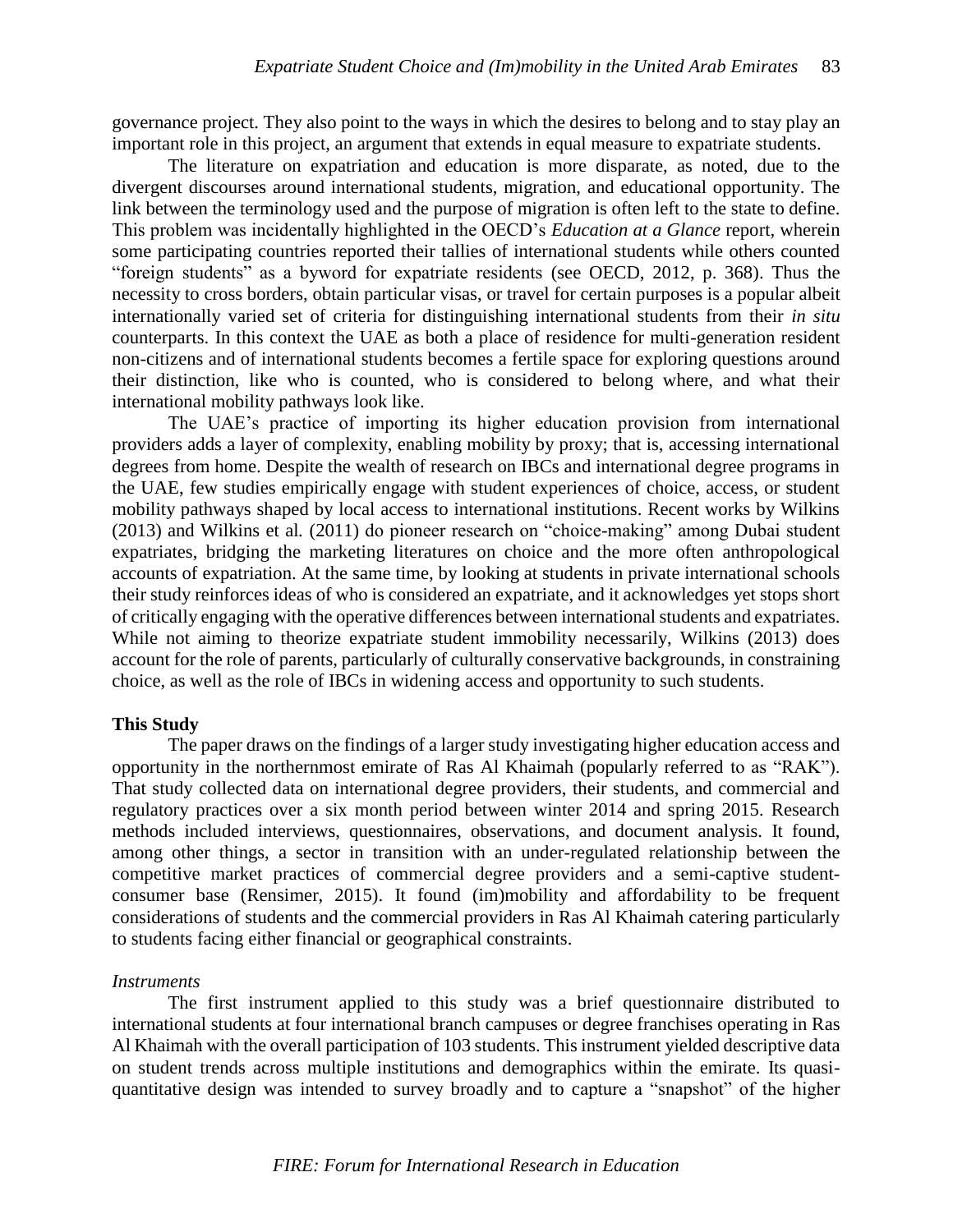governance project. They also point to the ways in which the desires to belong and to stay play an important role in this project, an argument that extends in equal measure to expatriate students.

The literature on expatriation and education is more disparate, as noted, due to the divergent discourses around international students, migration, and educational opportunity. The link between the terminology used and the purpose of migration is often left to the state to define. This problem was incidentally highlighted in the OECD's *Education at a Glance* report, wherein some participating countries reported their tallies of international students while others counted "foreign students" as a byword for expatriate residents (see OECD, 2012, p. 368). Thus the necessity to cross borders, obtain particular visas, or travel for certain purposes is a popular albeit internationally varied set of criteria for distinguishing international students from their *in situ* counterparts. In this context the UAE as both a place of residence for multi-generation resident non-citizens and of international students becomes a fertile space for exploring questions around their distinction, like who is counted, who is considered to belong where, and what their international mobility pathways look like.

The UAE's practice of importing its higher education provision from international providers adds a layer of complexity, enabling mobility by proxy; that is, accessing international degrees from home. Despite the wealth of research on IBCs and international degree programs in the UAE, few studies empirically engage with student experiences of choice, access, or student mobility pathways shaped by local access to international institutions. Recent works by Wilkins (2013) and Wilkins et al. (2011) do pioneer research on "choice-making" among Dubai student expatriates, bridging the marketing literatures on choice and the more often anthropological accounts of expatriation. At the same time, by looking at students in private international schools their study reinforces ideas of who is considered an expatriate, and it acknowledges yet stops short of critically engaging with the operative differences between international students and expatriates. While not aiming to theorize expatriate student immobility necessarily, Wilkins (2013) does account for the role of parents, particularly of culturally conservative backgrounds, in constraining choice, as well as the role of IBCs in widening access and opportunity to such students.

## This Study

The paper draws on the findings of a larger study investigating higher education access and opportunity in the northernmost emirate of Ras Al Khaimah (popularly referred to as "RAK"). That study collected data on international degree providers, their students, and commercial and regulatory practices over a six month period between winter 2014 and spring 2015. Research methods included interviews, questionnaires, observations, and document analysis. It found, among other things, a sector in transition with an under-regulated relationship between the competitive market practices of commercial degree providers and a semi-captive student-consumer base (Rensimer, 2015). It found (im)mobility and affordability to be frequent considerations of students and the commercial providers in Ras Al Khaimah catering particularly to students facing either financial or geographical constraints.

### *Instruments*

The first instrument applied to this study was a brief questionnaire distributed to international students at four international branch campuses or degree franchises operating in Ras Al Khaimah with the overall participation of 103 students. This instrument yielded descriptive data on student trends across multiple institutions and demographics within the emirate. Its quasi-quantitative design was intended to survey broadly and to capture a "snapshot" of the higher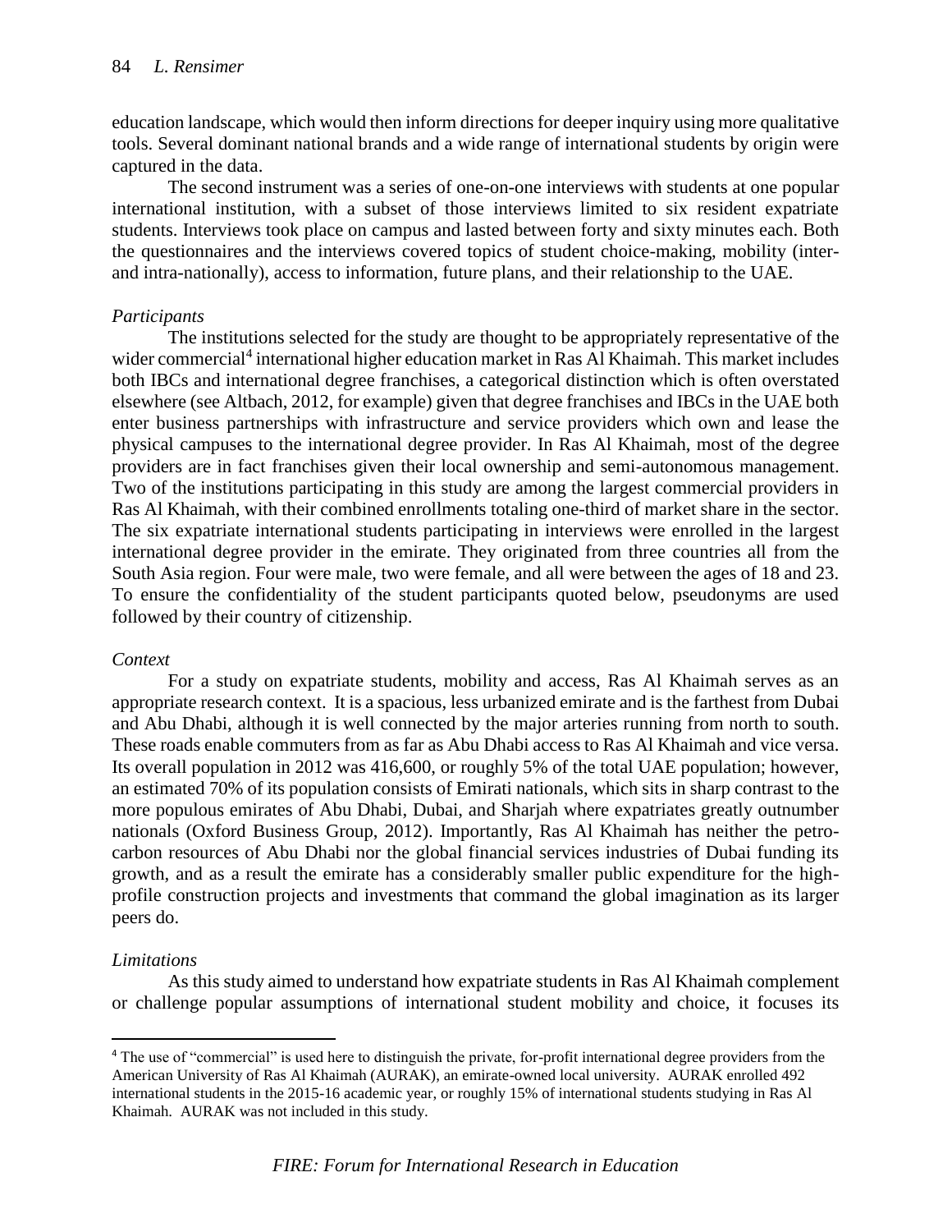education landscape, which would then inform directions for deeper inquiry using more qualitative tools. Several dominant national brands and a wide range of international students by origin were captured in the data.

The second instrument was a series of one-on-one interviews with students at one popular international institution, with a subset of those interviews limited to six resident expatriate students. Interviews took place on campus and lasted between forty and sixty minutes each. Both the questionnaires and the interviews covered topics of student choice-making, mobility (inter- and intra-nationally), access to information, future plans, and their relationship to the UAE.

*Participants*

The institutions selected for the study are thought to be appropriately representative of the wider commercial[4] international higher education market in Ras Al Khaimah. This market includes both IBCs and international degree franchises, a categorical distinction which is often overstated elsewhere (see Altbach, 2012, for example) given that degree franchises and IBCs in the UAE both enter business partnerships with infrastructure and service providers which own and lease the physical campuses to the international degree provider. In Ras Al Khaimah, most of the degree providers are in fact franchises given their local ownership and semi-autonomous management. Two of the institutions participating in this study are among the largest commercial providers in Ras Al Khaimah, with their combined enrollments totaling one-third of market share in the sector. The six expatriate international students participating in interviews were enrolled in the largest international degree provider in the emirate. They originated from three countries all from the South Asia region. Four were male, two were female, and all were between the ages of 18 and 23. To ensure the confidentiality of the student participants quoted below, pseudonyms are used followed by their country of citizenship.

*Context*

For a study on expatriate students, mobility and access, Ras Al Khaimah serves as an appropriate research context. It is a spacious, less urbanized emirate and is the farthest from Dubai and Abu Dhabi, although it is well connected by the major arteries running from north to south. These roads enable commuters from as far as Abu Dhabi access to Ras Al Khaimah and vice versa. Its overall population in 2012 was 416,600, or roughly 5% of the total UAE population; however, an estimated 70% of its population consists of Emirati nationals, which sits in sharp contrast to the more populous emirates of Abu Dhabi, Dubai, and Sharjah where expatriates greatly outnumber nationals (Oxford Business Group, 2012). Importantly, Ras Al Khaimah has neither the petro-carbon resources of Abu Dhabi nor the global financial services industries of Dubai funding its growth, and as a result the emirate has a considerably smaller public expenditure for the high-profile construction projects and investments that command the global imagination as its larger peers do.

*Limitations*

As this study aimed to understand how expatriate students in Ras Al Khaimah complement or challenge popular assumptions of international student mobility and choice, it focuses its

---

[4] The use of "commercial" is used here to distinguish the private, for-profit international degree providers from the American University of Ras Al Khaimah (AURAK), an emirate-owned local university. AURAK enrolled 492 international students in the 2015-16 academic year, or roughly 15% of international students studying in Ras Al Khaimah. AURAK was not included in this study.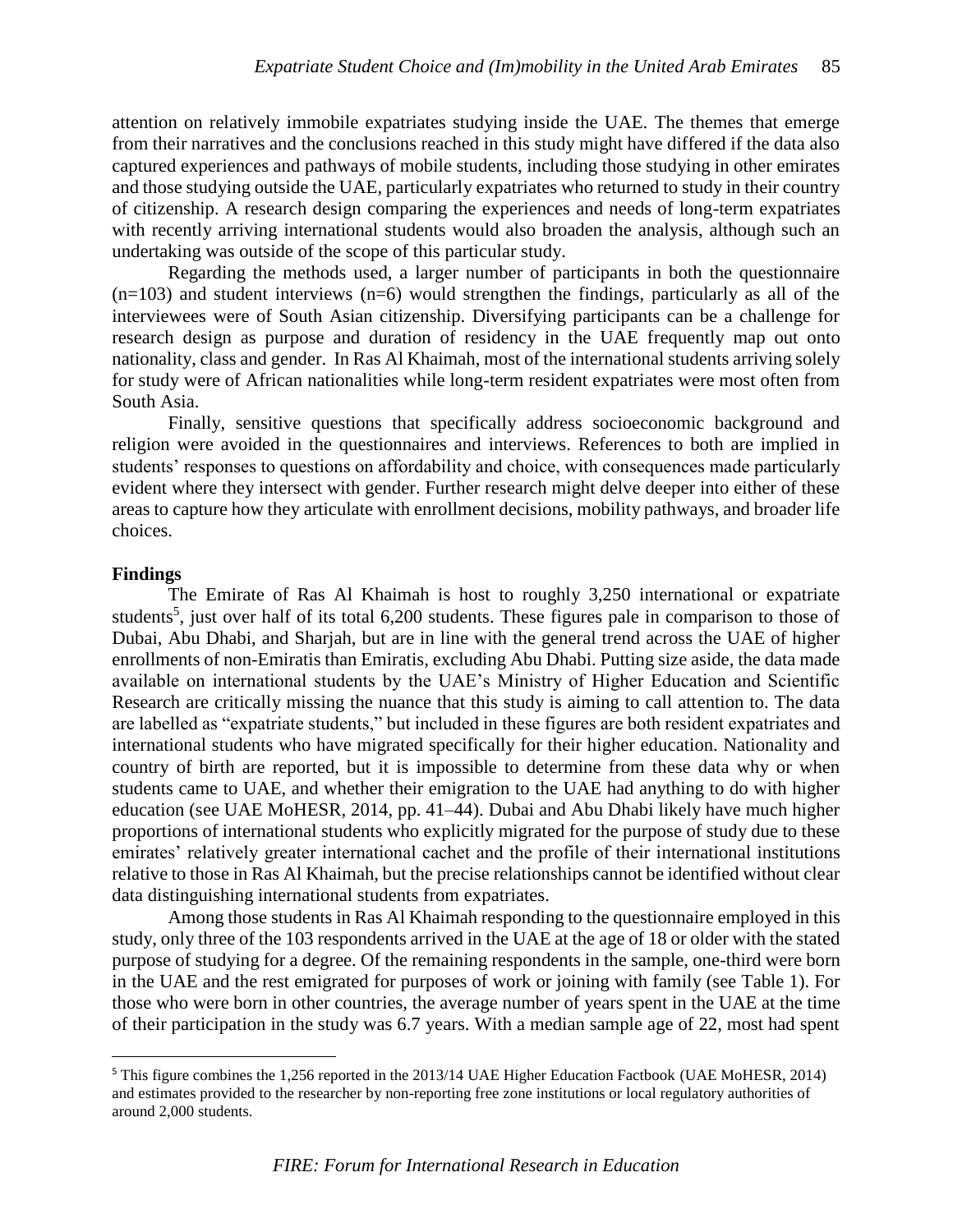attention on relatively immobile expatriates studying inside the UAE. The themes that emerge from their narratives and the conclusions reached in this study might have differed if the data also captured experiences and pathways of mobile students, including those studying in other emirates and those studying outside the UAE, particularly expatriates who returned to study in their country of citizenship. A research design comparing the experiences and needs of long-term expatriates with recently arriving international students would also broaden the analysis, although such an undertaking was outside of the scope of this particular study.

Regarding the methods used, a larger number of participants in both the questionnaire (n=103) and student interviews (n=6) would strengthen the findings, particularly as all of the interviewees were of South Asian citizenship. Diversifying participants can be a challenge for research design as purpose and duration of residency in the UAE frequently map out onto nationality, class and gender. In Ras Al Khaimah, most of the international students arriving solely for study were of African nationalities while long-term resident expatriates were most often from South Asia.

Finally, sensitive questions that specifically address socioeconomic background and religion were avoided in the questionnaires and interviews. References to both are implied in students' responses to questions on affordability and choice, with consequences made particularly evident where they intersect with gender. Further research might delve deeper into either of these areas to capture how they articulate with enrollment decisions, mobility pathways, and broader life choices.

**Findings**

The Emirate of Ras Al Khaimah is host to roughly 3,250 international or expatriate students[5], just over half of its total 6,200 students. These figures pale in comparison to those of Dubai, Abu Dhabi, and Sharjah, but are in line with the general trend across the UAE of higher enrollments of non-Emiratis than Emiratis, excluding Abu Dhabi. Putting size aside, the data made available on international students by the UAE's Ministry of Higher Education and Scientific Research are critically missing the nuance that this study is aiming to call attention to. The data are labelled as "expatriate students," but included in these figures are both resident expatriates and international students who have migrated specifically for their higher education. Nationality and country of birth are reported, but it is impossible to determine from these data why or when students came to UAE, and whether their emigration to the UAE had anything to do with higher education (see UAE MoHESR, 2014, pp. 41–44). Dubai and Abu Dhabi likely have much higher proportions of international students who explicitly migrated for the purpose of study due to these emirates' relatively greater international cachet and the profile of their international institutions relative to those in Ras Al Khaimah, but the precise relationships cannot be identified without clear data distinguishing international students from expatriates.

Among those students in Ras Al Khaimah responding to the questionnaire employed in this study, only three of the 103 respondents arrived in the UAE at the age of 18 or older with the stated purpose of studying for a degree. Of the remaining respondents in the sample, one-third were born in the UAE and the rest emigrated for purposes of work or joining with family (see Table 1). For those who were born in other countries, the average number of years spent in the UAE at the time of their participation in the study was 6.7 years. With a median sample age of 22, most had spent

[5] This figure combines the 1,256 reported in the 2013/14 UAE Higher Education Factbook (UAE MoHESR, 2014) and estimates provided to the researcher by non-reporting free zone institutions or local regulatory authorities of around 2,000 students.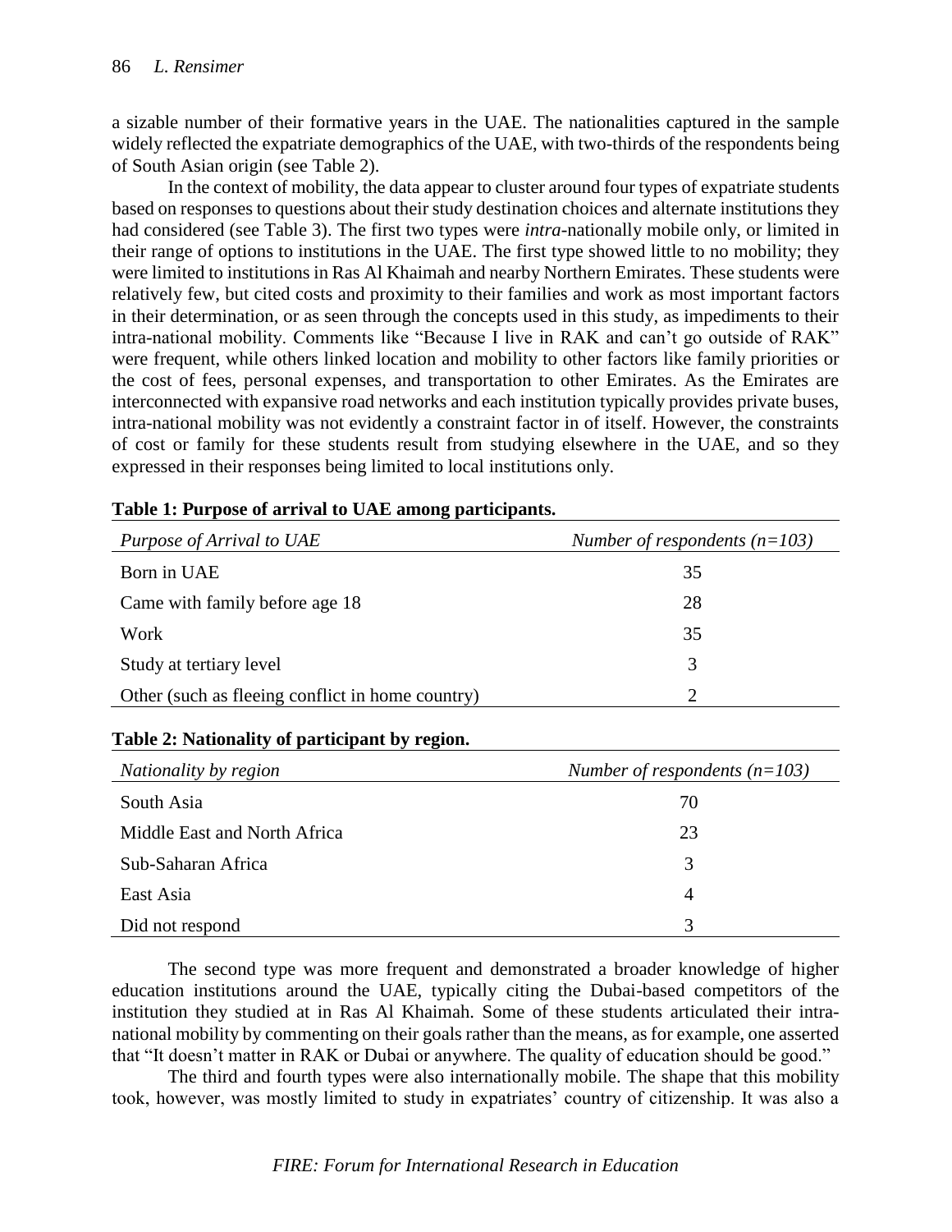a sizable number of their formative years in the UAE. The nationalities captured in the sample widely reflected the expatriate demographics of the UAE, with two-thirds of the respondents being of South Asian origin (see Table 2).

In the context of mobility, the data appear to cluster around four types of expatriate students based on responses to questions about their study destination choices and alternate institutions they had considered (see Table 3). The first two types were *intra*-nationally mobile only, or limited in their range of options to institutions in the UAE. The first type showed little to no mobility; they were limited to institutions in Ras Al Khaimah and nearby Northern Emirates. These students were relatively few, but cited costs and proximity to their families and work as most important factors in their determination, or as seen through the concepts used in this study, as impediments to their intra-national mobility. Comments like "Because I live in RAK and can't go outside of RAK" were frequent, while others linked location and mobility to other factors like family priorities or the cost of fees, personal expenses, and transportation to other Emirates. As the Emirates are interconnected with expansive road networks and each institution typically provides private buses, intra-national mobility was not evidently a constraint factor in of itself. However, the constraints of cost or family for these students result from studying elsewhere in the UAE, and so they expressed in their responses being limited to local institutions only.

**Table 1: Purpose of arrival to UAE among participants.**

| *Purpose of Arrival to UAE* | *Number of respondents (n=103)* |
|---|---|
| Born in UAE | 35 |
| Came with family before age 18 | 28 |
| Work | 35 |
| Study at tertiary level | 3 |
| Other (such as fleeing conflict in home country) | 2 |

**Table 2: Nationality of participant by region.**

| *Nationality by region* | *Number of respondents (n=103)* |
|---|---|
| South Asia | 70 |
| Middle East and North Africa | 23 |
| Sub-Saharan Africa | 3 |
| East Asia | 4 |
| Did not respond | 3 |

The second type was more frequent and demonstrated a broader knowledge of higher education institutions around the UAE, typically citing the Dubai-based competitors of the institution they studied at in Ras Al Khaimah. Some of these students articulated their intra-national mobility by commenting on their goals rather than the means, as for example, one asserted that "It doesn't matter in RAK or Dubai or anywhere. The quality of education should be good."

The third and fourth types were also internationally mobile. The shape that this mobility took, however, was mostly limited to study in expatriates' country of citizenship. It was also a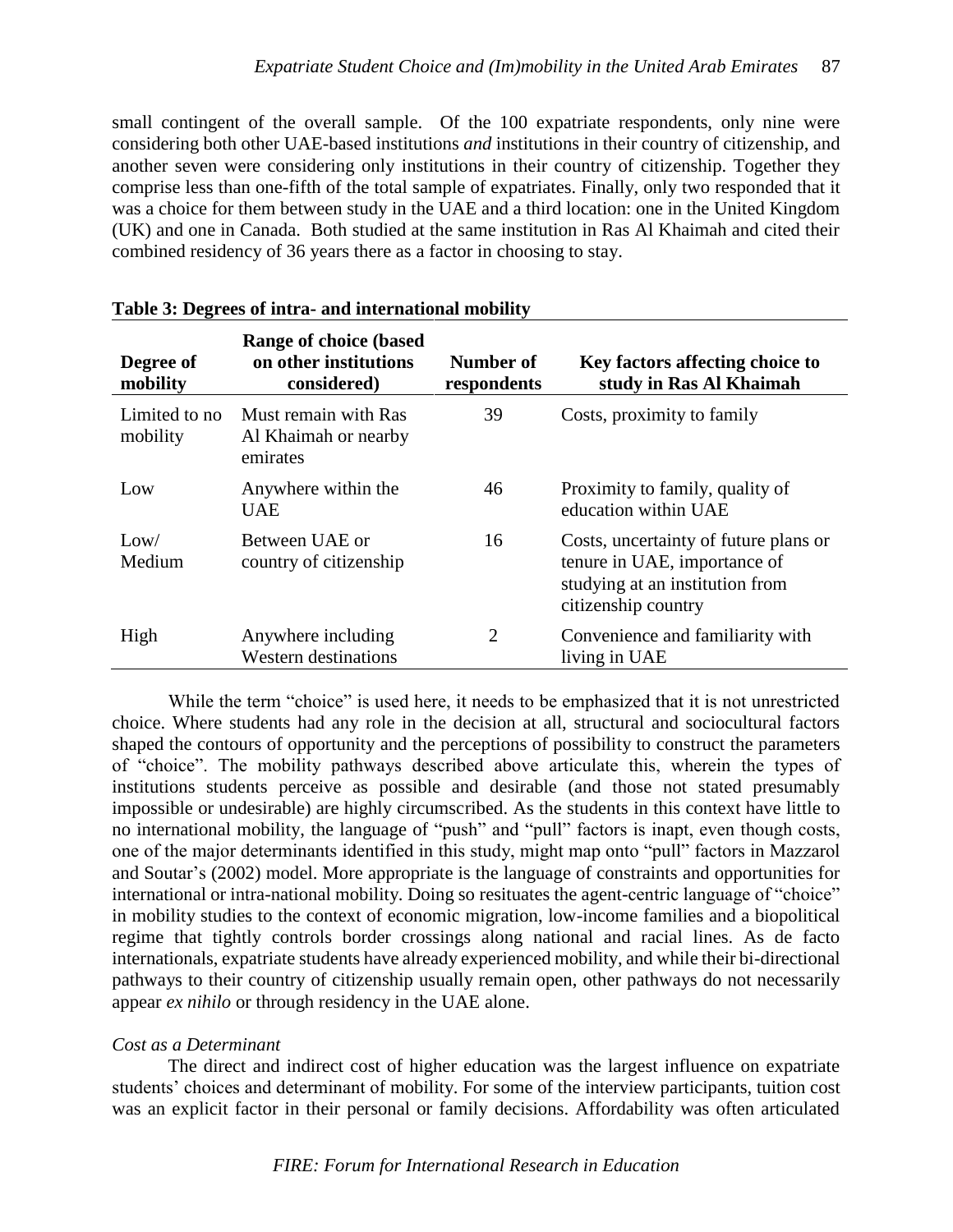small contingent of the overall sample. Of the 100 expatriate respondents, only nine were considering both other UAE-based institutions *and* institutions in their country of citizenship, and another seven were considering only institutions in their country of citizenship. Together they comprise less than one-fifth of the total sample of expatriates. Finally, only two responded that it was a choice for them between study in the UAE and a third location: one in the United Kingdom (UK) and one in Canada. Both studied at the same institution in Ras Al Khaimah and cited their combined residency of 36 years there as a factor in choosing to stay.

**Table 3: Degrees of intra- and international mobility**

| Degree of mobility | Range of choice (based on other institutions considered) | Number of respondents | Key factors affecting choice to study in Ras Al Khaimah |
|---|---|---|---|
| Limited to no mobility | Must remain with Ras Al Khaimah or nearby emirates | 39 | Costs, proximity to family |
| Low | Anywhere within the UAE | 46 | Proximity to family, quality of education within UAE |
| Low/ Medium | Between UAE or country of citizenship | 16 | Costs, uncertainty of future plans or tenure in UAE, importance of studying at an institution from citizenship country |
| High | Anywhere including Western destinations | 2 | Convenience and familiarity with living in UAE |

While the term "choice" is used here, it needs to be emphasized that it is not unrestricted choice. Where students had any role in the decision at all, structural and sociocultural factors shaped the contours of opportunity and the perceptions of possibility to construct the parameters of "choice". The mobility pathways described above articulate this, wherein the types of institutions students perceive as possible and desirable (and those not stated presumably impossible or undesirable) are highly circumscribed. As the students in this context have little to no international mobility, the language of "push" and "pull" factors is inapt, even though costs, one of the major determinants identified in this study, might map onto "pull" factors in Mazzarol and Soutar's (2002) model. More appropriate is the language of constraints and opportunities for international or intra-national mobility. Doing so resituates the agent-centric language of "choice" in mobility studies to the context of economic migration, low-income families and a biopolitical regime that tightly controls border crossings along national and racial lines. As de facto internationals, expatriate students have already experienced mobility, and while their bi-directional pathways to their country of citizenship usually remain open, other pathways do not necessarily appear *ex nihilo* or through residency in the UAE alone.

*Cost as a Determinant*

The direct and indirect cost of higher education was the largest influence on expatriate students' choices and determinant of mobility. For some of the interview participants, tuition cost was an explicit factor in their personal or family decisions. Affordability was often articulated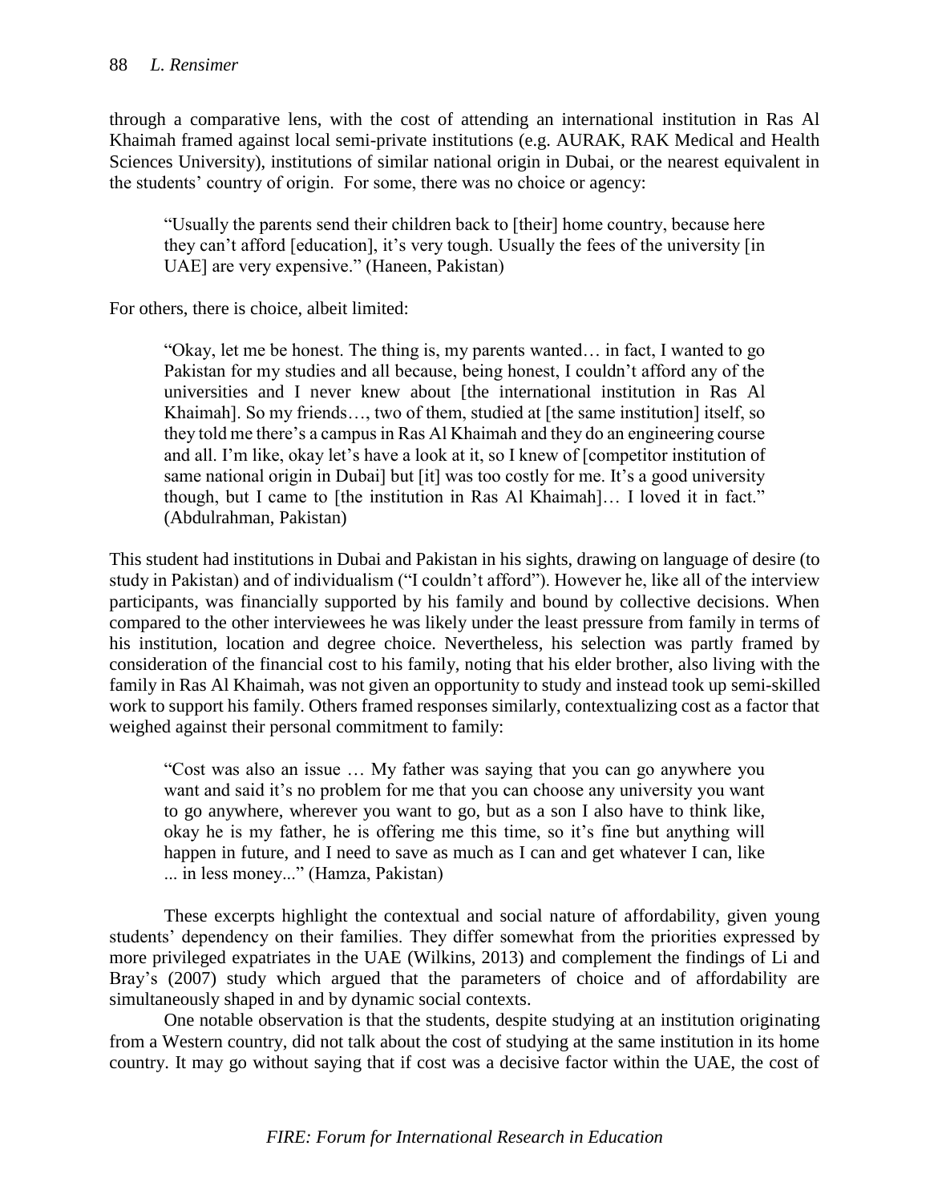through a comparative lens, with the cost of attending an international institution in Ras Al Khaimah framed against local semi-private institutions (e.g. AURAK, RAK Medical and Health Sciences University), institutions of similar national origin in Dubai, or the nearest equivalent in the students' country of origin. For some, there was no choice or agency:

> "Usually the parents send their children back to [their] home country, because here they can't afford [education], it's very tough. Usually the fees of the university [in UAE] are very expensive." (Haneen, Pakistan)

For others, there is choice, albeit limited:

> "Okay, let me be honest. The thing is, my parents wanted… in fact, I wanted to go Pakistan for my studies and all because, being honest, I couldn't afford any of the universities and I never knew about [the international institution in Ras Al Khaimah]. So my friends…, two of them, studied at [the same institution] itself, so they told me there's a campus in Ras Al Khaimah and they do an engineering course and all. I'm like, okay let's have a look at it, so I knew of [competitor institution of same national origin in Dubai] but [it] was too costly for me. It's a good university though, but I came to [the institution in Ras Al Khaimah]… I loved it in fact." (Abdulrahman, Pakistan)

This student had institutions in Dubai and Pakistan in his sights, drawing on language of desire (to study in Pakistan) and of individualism ("I couldn't afford"). However he, like all of the interview participants, was financially supported by his family and bound by collective decisions. When compared to the other interviewees he was likely under the least pressure from family in terms of his institution, location and degree choice. Nevertheless, his selection was partly framed by consideration of the financial cost to his family, noting that his elder brother, also living with the family in Ras Al Khaimah, was not given an opportunity to study and instead took up semi-skilled work to support his family. Others framed responses similarly, contextualizing cost as a factor that weighed against their personal commitment to family:

> "Cost was also an issue … My father was saying that you can go anywhere you want and said it's no problem for me that you can choose any university you want to go anywhere, wherever you want to go, but as a son I also have to think like, okay he is my father, he is offering me this time, so it's fine but anything will happen in future, and I need to save as much as I can and get whatever I can, like ... in less money..." (Hamza, Pakistan)

These excerpts highlight the contextual and social nature of affordability, given young students' dependency on their families. They differ somewhat from the priorities expressed by more privileged expatriates in the UAE (Wilkins, 2013) and complement the findings of Li and Bray's (2007) study which argued that the parameters of choice and of affordability are simultaneously shaped in and by dynamic social contexts.

One notable observation is that the students, despite studying at an institution originating from a Western country, did not talk about the cost of studying at the same institution in its home country. It may go without saying that if cost was a decisive factor within the UAE, the cost of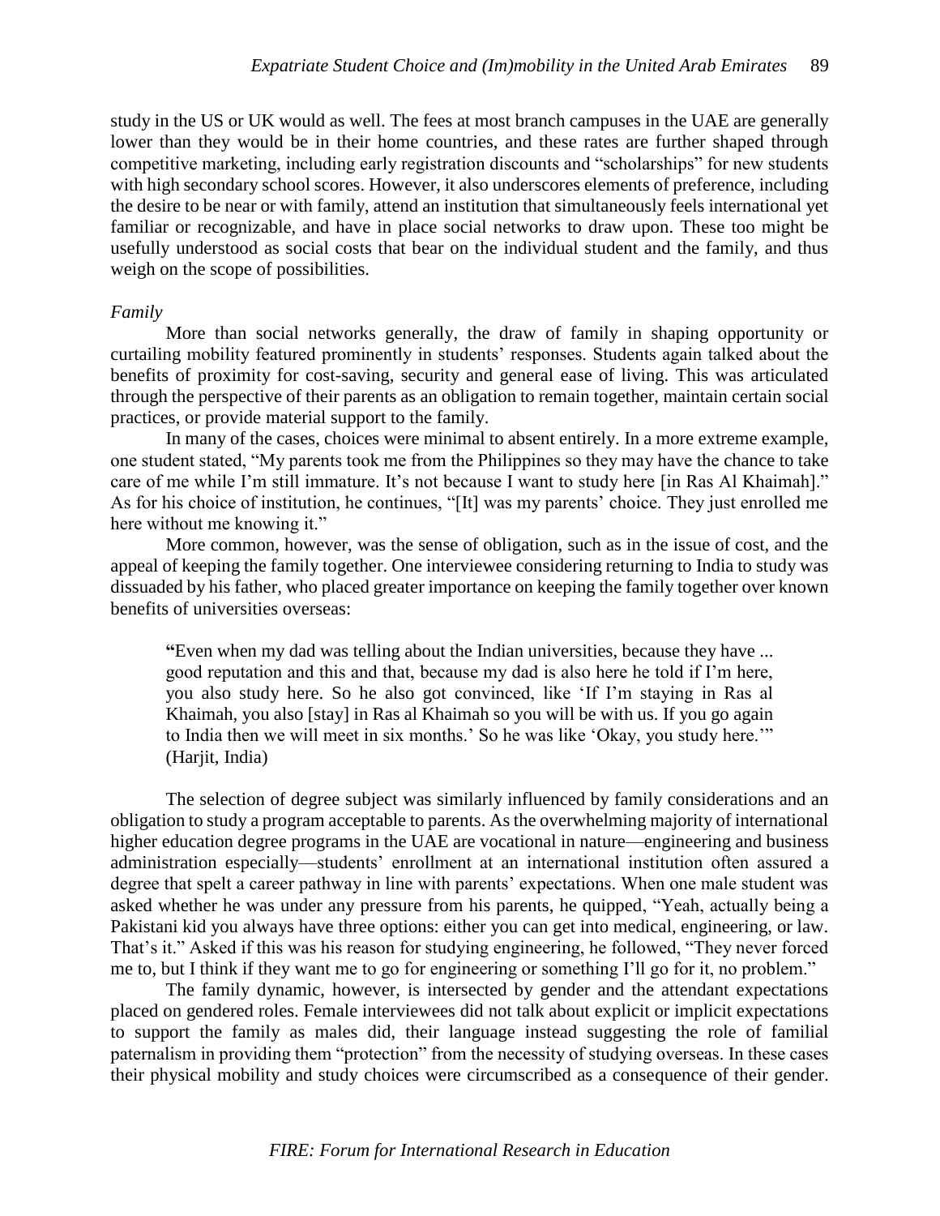study in the US or UK would as well. The fees at most branch campuses in the UAE are generally lower than they would be in their home countries, and these rates are further shaped through competitive marketing, including early registration discounts and "scholarships" for new students with high secondary school scores. However, it also underscores elements of preference, including the desire to be near or with family, attend an institution that simultaneously feels international yet familiar or recognizable, and have in place social networks to draw upon. These too might be usefully understood as social costs that bear on the individual student and the family, and thus weigh on the scope of possibilities.

*Family*

More than social networks generally, the draw of family in shaping opportunity or curtailing mobility featured prominently in students' responses. Students again talked about the benefits of proximity for cost-saving, security and general ease of living. This was articulated through the perspective of their parents as an obligation to remain together, maintain certain social practices, or provide material support to the family.

In many of the cases, choices were minimal to absent entirely. In a more extreme example, one student stated, "My parents took me from the Philippines so they may have the chance to take care of me while I'm still immature. It's not because I want to study here [in Ras Al Khaimah]." As for his choice of institution, he continues, "[It] was my parents' choice. They just enrolled me here without me knowing it."

More common, however, was the sense of obligation, such as in the issue of cost, and the appeal of keeping the family together. One interviewee considering returning to India to study was dissuaded by his father, who placed greater importance on keeping the family together over known benefits of universities overseas:

> "Even when my dad was telling about the Indian universities, because they have ... good reputation and this and that, because my dad is also here he told if I'm here, you also study here. So he also got convinced, like 'If I'm staying in Ras al Khaimah, you also [stay] in Ras al Khaimah so you will be with us. If you go again to India then we will meet in six months.' So he was like 'Okay, you study here.'" (Harjit, India)

The selection of degree subject was similarly influenced by family considerations and an obligation to study a program acceptable to parents. As the overwhelming majority of international higher education degree programs in the UAE are vocational in nature—engineering and business administration especially—students' enrollment at an international institution often assured a degree that spelt a career pathway in line with parents' expectations. When one male student was asked whether he was under any pressure from his parents, he quipped, "Yeah, actually being a Pakistani kid you always have three options: either you can get into medical, engineering, or law. That's it." Asked if this was his reason for studying engineering, he followed, "They never forced me to, but I think if they want me to go for engineering or something I'll go for it, no problem."

The family dynamic, however, is intersected by gender and the attendant expectations placed on gendered roles. Female interviewees did not talk about explicit or implicit expectations to support the family as males did, their language instead suggesting the role of familial paternalism in providing them "protection" from the necessity of studying overseas. In these cases their physical mobility and study choices were circumscribed as a consequence of their gender.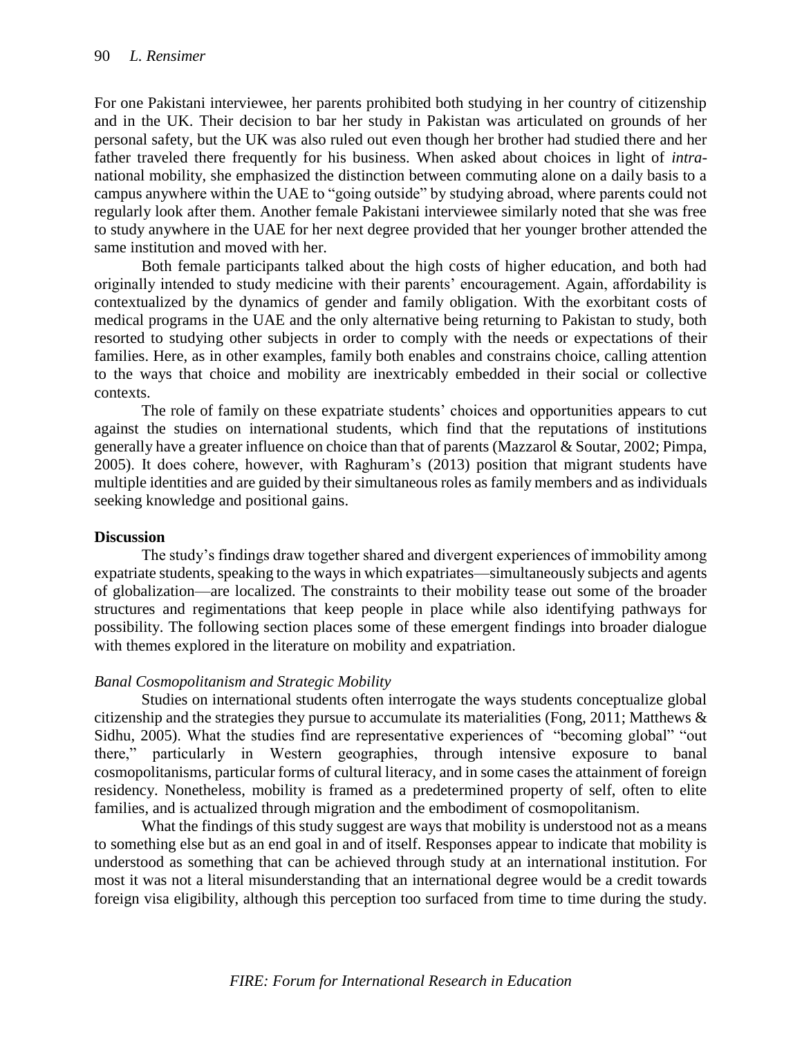For one Pakistani interviewee, her parents prohibited both studying in her country of citizenship and in the UK. Their decision to bar her study in Pakistan was articulated on grounds of her personal safety, but the UK was also ruled out even though her brother had studied there and her father traveled there frequently for his business. When asked about choices in light of *intra*-national mobility, she emphasized the distinction between commuting alone on a daily basis to a campus anywhere within the UAE to "going outside" by studying abroad, where parents could not regularly look after them. Another female Pakistani interviewee similarly noted that she was free to study anywhere in the UAE for her next degree provided that her younger brother attended the same institution and moved with her.

Both female participants talked about the high costs of higher education, and both had originally intended to study medicine with their parents' encouragement. Again, affordability is contextualized by the dynamics of gender and family obligation. With the exorbitant costs of medical programs in the UAE and the only alternative being returning to Pakistan to study, both resorted to studying other subjects in order to comply with the needs or expectations of their families. Here, as in other examples, family both enables and constrains choice, calling attention to the ways that choice and mobility are inextricably embedded in their social or collective contexts.

The role of family on these expatriate students' choices and opportunities appears to cut against the studies on international students, which find that the reputations of institutions generally have a greater influence on choice than that of parents (Mazzarol & Soutar, 2002; Pimpa, 2005). It does cohere, however, with Raghuram's (2013) position that migrant students have multiple identities and are guided by their simultaneous roles as family members and as individuals seeking knowledge and positional gains.

## Discussion

The study's findings draw together shared and divergent experiences of immobility among expatriate students, speaking to the ways in which expatriates—simultaneously subjects and agents of globalization—are localized. The constraints to their mobility tease out some of the broader structures and regimentations that keep people in place while also identifying pathways for possibility. The following section places some of these emergent findings into broader dialogue with themes explored in the literature on mobility and expatriation.

### *Banal Cosmopolitanism and Strategic Mobility*

Studies on international students often interrogate the ways students conceptualize global citizenship and the strategies they pursue to accumulate its materialities (Fong, 2011; Matthews & Sidhu, 2005). What the studies find are representative experiences of "becoming global" "out there," particularly in Western geographies, through intensive exposure to banal cosmopolitanisms, particular forms of cultural literacy, and in some cases the attainment of foreign residency. Nonetheless, mobility is framed as a predetermined property of self, often to elite families, and is actualized through migration and the embodiment of cosmopolitanism.

What the findings of this study suggest are ways that mobility is understood not as a means to something else but as an end goal in and of itself. Responses appear to indicate that mobility is understood as something that can be achieved through study at an international institution. For most it was not a literal misunderstanding that an international degree would be a credit towards foreign visa eligibility, although this perception too surfaced from time to time during the study.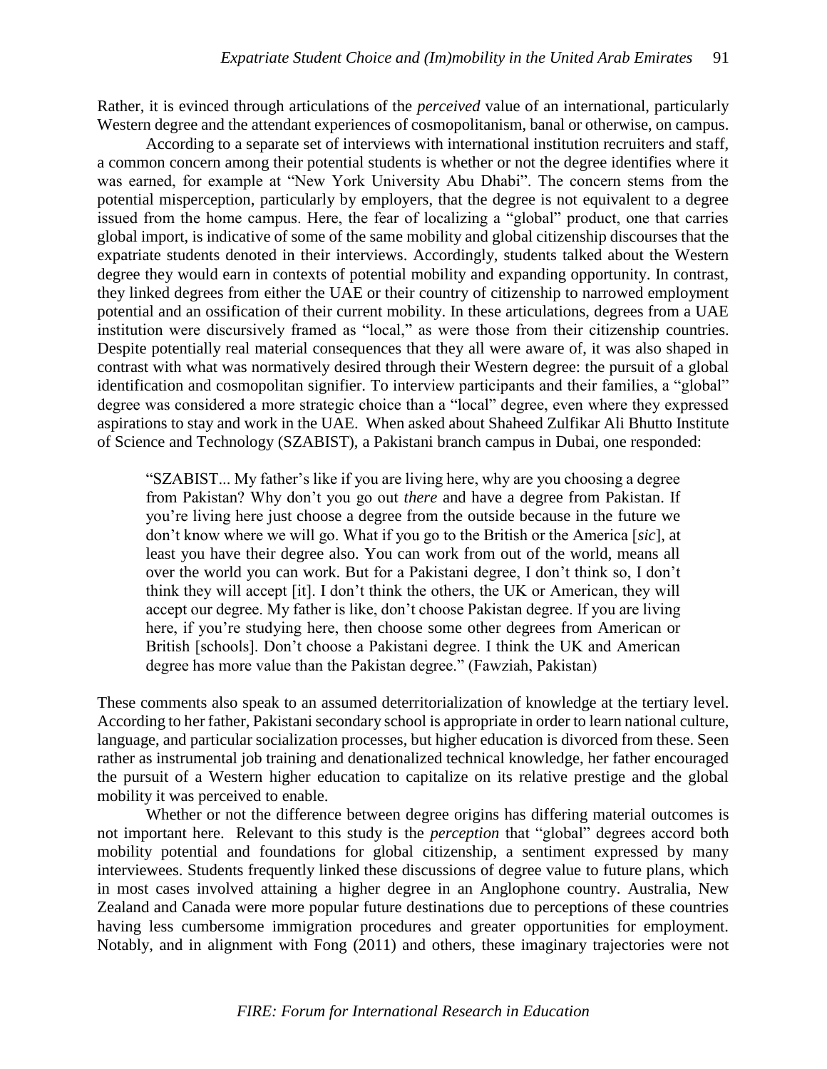Rather, it is evinced through articulations of the *perceived* value of an international, particularly Western degree and the attendant experiences of cosmopolitanism, banal or otherwise, on campus.

According to a separate set of interviews with international institution recruiters and staff, a common concern among their potential students is whether or not the degree identifies where it was earned, for example at "New York University Abu Dhabi". The concern stems from the potential misperception, particularly by employers, that the degree is not equivalent to a degree issued from the home campus. Here, the fear of localizing a "global" product, one that carries global import, is indicative of some of the same mobility and global citizenship discourses that the expatriate students denoted in their interviews. Accordingly, students talked about the Western degree they would earn in contexts of potential mobility and expanding opportunity. In contrast, they linked degrees from either the UAE or their country of citizenship to narrowed employment potential and an ossification of their current mobility. In these articulations, degrees from a UAE institution were discursively framed as "local," as were those from their citizenship countries. Despite potentially real material consequences that they all were aware of, it was also shaped in contrast with what was normatively desired through their Western degree: the pursuit of a global identification and cosmopolitan signifier. To interview participants and their families, a "global" degree was considered a more strategic choice than a "local" degree, even where they expressed aspirations to stay and work in the UAE. When asked about Shaheed Zulfikar Ali Bhutto Institute of Science and Technology (SZABIST), a Pakistani branch campus in Dubai, one responded:

> "SZABIST... My father's like if you are living here, why are you choosing a degree from Pakistan? Why don't you go out *there* and have a degree from Pakistan. If you're living here just choose a degree from the outside because in the future we don't know where we will go. What if you go to the British or the America [*sic*], at least you have their degree also. You can work from out of the world, means all over the world you can work. But for a Pakistani degree, I don't think so, I don't think they will accept [it]. I don't think the others, the UK or American, they will accept our degree. My father is like, don't choose Pakistan degree. If you are living here, if you're studying here, then choose some other degrees from American or British [schools]. Don't choose a Pakistani degree. I think the UK and American degree has more value than the Pakistan degree." (Fawziah, Pakistan)

These comments also speak to an assumed deterritorialization of knowledge at the tertiary level. According to her father, Pakistani secondary school is appropriate in order to learn national culture, language, and particular socialization processes, but higher education is divorced from these. Seen rather as instrumental job training and denationalized technical knowledge, her father encouraged the pursuit of a Western higher education to capitalize on its relative prestige and the global mobility it was perceived to enable.

Whether or not the difference between degree origins has differing material outcomes is not important here. Relevant to this study is the *perception* that "global" degrees accord both mobility potential and foundations for global citizenship, a sentiment expressed by many interviewees. Students frequently linked these discussions of degree value to future plans, which in most cases involved attaining a higher degree in an Anglophone country. Australia, New Zealand and Canada were more popular future destinations due to perceptions of these countries having less cumbersome immigration procedures and greater opportunities for employment. Notably, and in alignment with Fong (2011) and others, these imaginary trajectories were not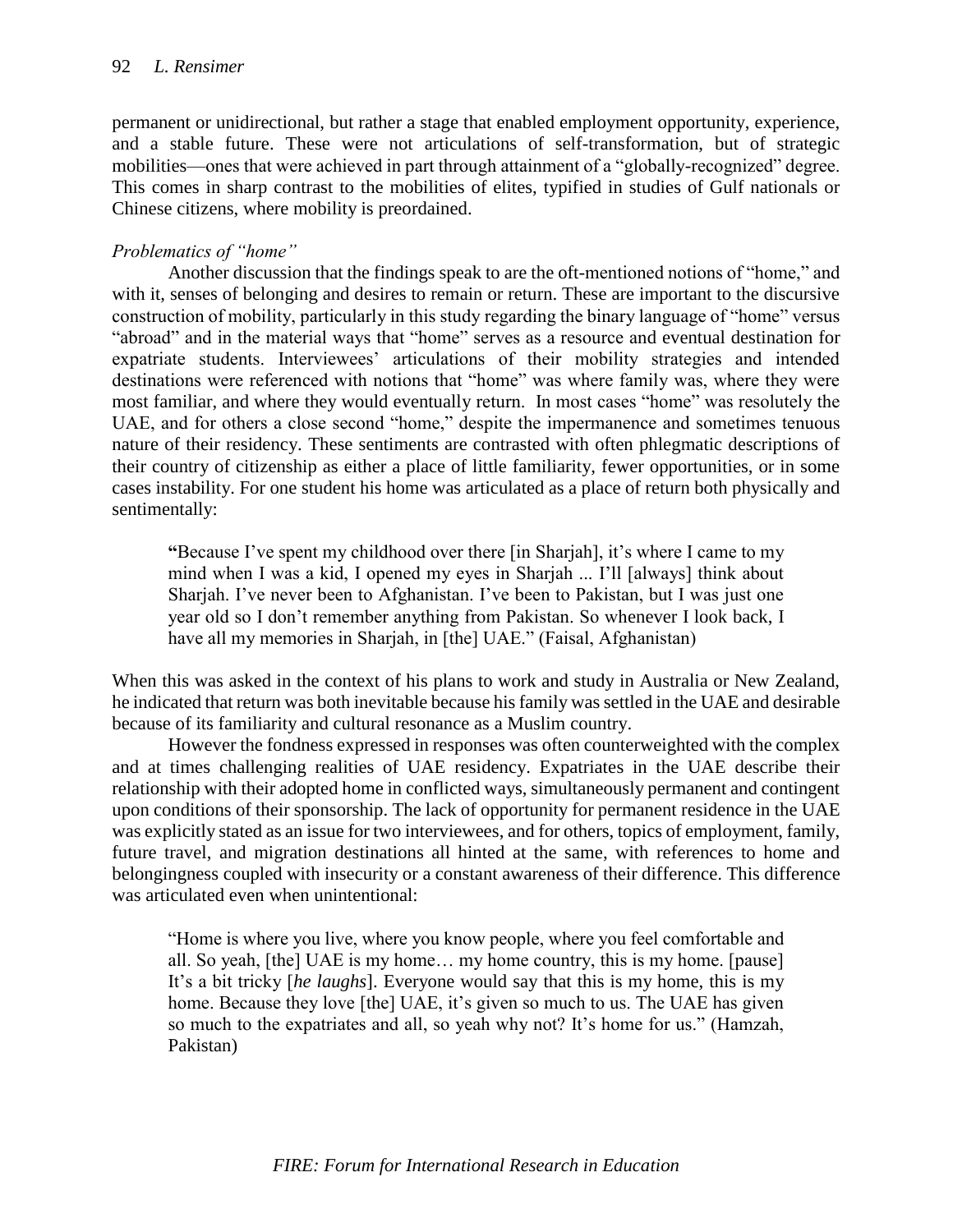permanent or unidirectional, but rather a stage that enabled employment opportunity, experience, and a stable future. These were not articulations of self-transformation, but of strategic mobilities—ones that were achieved in part through attainment of a "globally-recognized" degree. This comes in sharp contrast to the mobilities of elites, typified in studies of Gulf nationals or Chinese citizens, where mobility is preordained.

*Problematics of "home"*

Another discussion that the findings speak to are the oft-mentioned notions of "home," and with it, senses of belonging and desires to remain or return. These are important to the discursive construction of mobility, particularly in this study regarding the binary language of "home" versus "abroad" and in the material ways that "home" serves as a resource and eventual destination for expatriate students. Interviewees' articulations of their mobility strategies and intended destinations were referenced with notions that "home" was where family was, where they were most familiar, and where they would eventually return. In most cases "home" was resolutely the UAE, and for others a close second "home," despite the impermanence and sometimes tenuous nature of their residency. These sentiments are contrasted with often phlegmatic descriptions of their country of citizenship as either a place of little familiarity, fewer opportunities, or in some cases instability. For one student his home was articulated as a place of return both physically and sentimentally:

> **"**Because I've spent my childhood over there [in Sharjah], it's where I came to my mind when I was a kid, I opened my eyes in Sharjah ... I'll [always] think about Sharjah. I've never been to Afghanistan. I've been to Pakistan, but I was just one year old so I don't remember anything from Pakistan. So whenever I look back, I have all my memories in Sharjah, in [the] UAE." (Faisal, Afghanistan)

When this was asked in the context of his plans to work and study in Australia or New Zealand, he indicated that return was both inevitable because his family was settled in the UAE and desirable because of its familiarity and cultural resonance as a Muslim country.

However the fondness expressed in responses was often counterweighted with the complex and at times challenging realities of UAE residency. Expatriates in the UAE describe their relationship with their adopted home in conflicted ways, simultaneously permanent and contingent upon conditions of their sponsorship. The lack of opportunity for permanent residence in the UAE was explicitly stated as an issue for two interviewees, and for others, topics of employment, family, future travel, and migration destinations all hinted at the same, with references to home and belongingness coupled with insecurity or a constant awareness of their difference. This difference was articulated even when unintentional:

> "Home is where you live, where you know people, where you feel comfortable and all. So yeah, [the] UAE is my home… my home country, this is my home. [pause] It's a bit tricky [*he laughs*]. Everyone would say that this is my home, this is my home. Because they love [the] UAE, it's given so much to us. The UAE has given so much to the expatriates and all, so yeah why not? It's home for us." (Hamzah, Pakistan)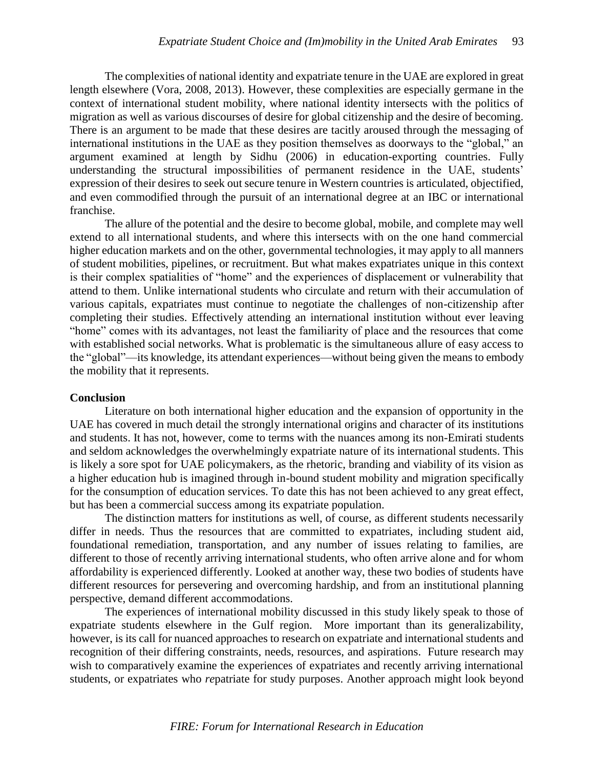The complexities of national identity and expatriate tenure in the UAE are explored in great length elsewhere (Vora, 2008, 2013). However, these complexities are especially germane in the context of international student mobility, where national identity intersects with the politics of migration as well as various discourses of desire for global citizenship and the desire of becoming. There is an argument to be made that these desires are tacitly aroused through the messaging of international institutions in the UAE as they position themselves as doorways to the "global," an argument examined at length by Sidhu (2006) in education-exporting countries. Fully understanding the structural impossibilities of permanent residence in the UAE, students' expression of their desires to seek out secure tenure in Western countries is articulated, objectified, and even commodified through the pursuit of an international degree at an IBC or international franchise.

The allure of the potential and the desire to become global, mobile, and complete may well extend to all international students, and where this intersects with on the one hand commercial higher education markets and on the other, governmental technologies, it may apply to all manners of student mobilities, pipelines, or recruitment. But what makes expatriates unique in this context is their complex spatialities of "home" and the experiences of displacement or vulnerability that attend to them. Unlike international students who circulate and return with their accumulation of various capitals, expatriates must continue to negotiate the challenges of non-citizenship after completing their studies. Effectively attending an international institution without ever leaving "home" comes with its advantages, not least the familiarity of place and the resources that come with established social networks. What is problematic is the simultaneous allure of easy access to the "global"—its knowledge, its attendant experiences—without being given the means to embody the mobility that it represents.

## Conclusion

Literature on both international higher education and the expansion of opportunity in the UAE has covered in much detail the strongly international origins and character of its institutions and students. It has not, however, come to terms with the nuances among its non-Emirati students and seldom acknowledges the overwhelmingly expatriate nature of its international students. This is likely a sore spot for UAE policymakers, as the rhetoric, branding and viability of its vision as a higher education hub is imagined through in-bound student mobility and migration specifically for the consumption of education services. To date this has not been achieved to any great effect, but has been a commercial success among its expatriate population.

The distinction matters for institutions as well, of course, as different students necessarily differ in needs. Thus the resources that are committed to expatriates, including student aid, foundational remediation, transportation, and any number of issues relating to families, are different to those of recently arriving international students, who often arrive alone and for whom affordability is experienced differently. Looked at another way, these two bodies of students have different resources for persevering and overcoming hardship, and from an institutional planning perspective, demand different accommodations.

The experiences of international mobility discussed in this study likely speak to those of expatriate students elsewhere in the Gulf region. More important than its generalizability, however, is its call for nuanced approaches to research on expatriate and international students and recognition of their differing constraints, needs, resources, and aspirations. Future research may wish to comparatively examine the experiences of expatriates and recently arriving international students, or expatriates who *re*patriate for study purposes. Another approach might look beyond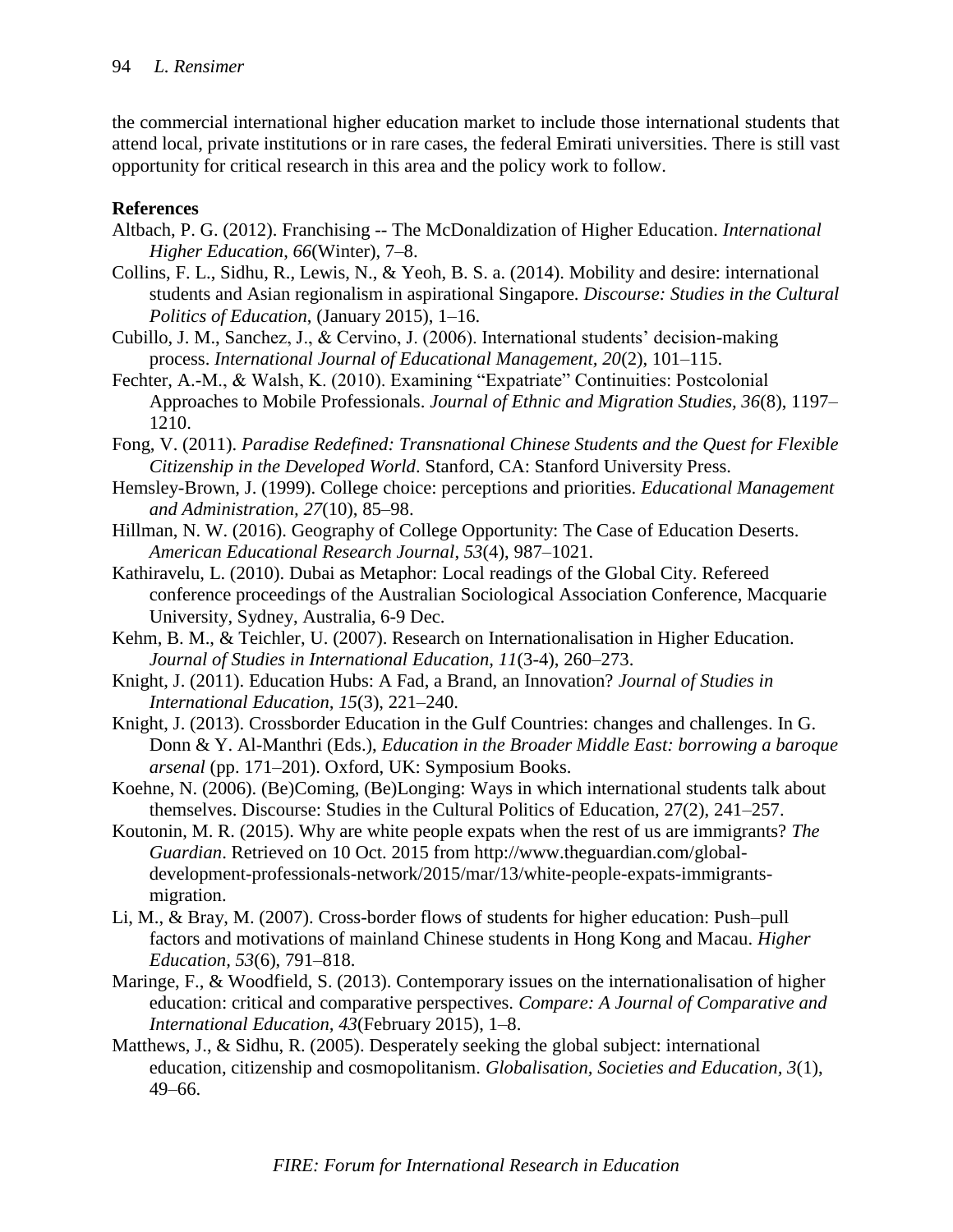the commercial international higher education market to include those international students that attend local, private institutions or in rare cases, the federal Emirati universities. There is still vast opportunity for critical research in this area and the policy work to follow.

**References**

Altbach, P. G. (2012). Franchising -- The McDonaldization of Higher Education. *International Higher Education*, *66*(Winter), 7–8.

Collins, F. L., Sidhu, R., Lewis, N., & Yeoh, B. S. a. (2014). Mobility and desire: international students and Asian regionalism in aspirational Singapore. *Discourse: Studies in the Cultural Politics of Education*, (January 2015), 1–16.

Cubillo, J. M., Sanchez, J., & Cervino, J. (2006). International students' decision-making process. *International Journal of Educational Management, 20*(2), 101–115.

Fechter, A.-M., & Walsh, K. (2010). Examining "Expatriate" Continuities: Postcolonial Approaches to Mobile Professionals. *Journal of Ethnic and Migration Studies, 36*(8), 1197–1210.

Fong, V. (2011). *Paradise Redefined: Transnational Chinese Students and the Quest for Flexible Citizenship in the Developed World*. Stanford, CA: Stanford University Press.

Hemsley-Brown, J. (1999). College choice: perceptions and priorities. *Educational Management and Administration, 27*(10), 85–98.

Hillman, N. W. (2016). Geography of College Opportunity: The Case of Education Deserts. *American Educational Research Journal*, *53*(4), 987–1021.

Kathiravelu, L. (2010). Dubai as Metaphor: Local readings of the Global City. Refereed conference proceedings of the Australian Sociological Association Conference, Macquarie University, Sydney, Australia, 6-9 Dec.

Kehm, B. M., & Teichler, U. (2007). Research on Internationalisation in Higher Education. *Journal of Studies in International Education, 11*(3-4), 260–273.

Knight, J. (2011). Education Hubs: A Fad, a Brand, an Innovation? *Journal of Studies in International Education*, *15*(3), 221–240.

Knight, J. (2013). Crossborder Education in the Gulf Countries: changes and challenges. In G. Donn & Y. Al-Manthri (Eds.), *Education in the Broader Middle East: borrowing a baroque arsenal* (pp. 171–201). Oxford, UK: Symposium Books.

Koehne, N. (2006). (Be)Coming, (Be)Longing: Ways in which international students talk about themselves. Discourse: Studies in the Cultural Politics of Education, 27(2), 241–257.

Koutonin, M. R. (2015). Why are white people expats when the rest of us are immigrants? *The Guardian*. Retrieved on 10 Oct. 2015 from http://www.theguardian.com/global-development-professionals-network/2015/mar/13/white-people-expats-immigrants-migration.

Li, M., & Bray, M. (2007). Cross-border flows of students for higher education: Push–pull factors and motivations of mainland Chinese students in Hong Kong and Macau. *Higher Education*, *53*(6), 791–818.

Maringe, F., & Woodfield, S. (2013). Contemporary issues on the internationalisation of higher education: critical and comparative perspectives. *Compare: A Journal of Comparative and International Education*, *43*(February 2015), 1–8.

Matthews, J., & Sidhu, R. (2005). Desperately seeking the global subject: international education, citizenship and cosmopolitanism. *Globalisation, Societies and Education, 3*(1), 49–66.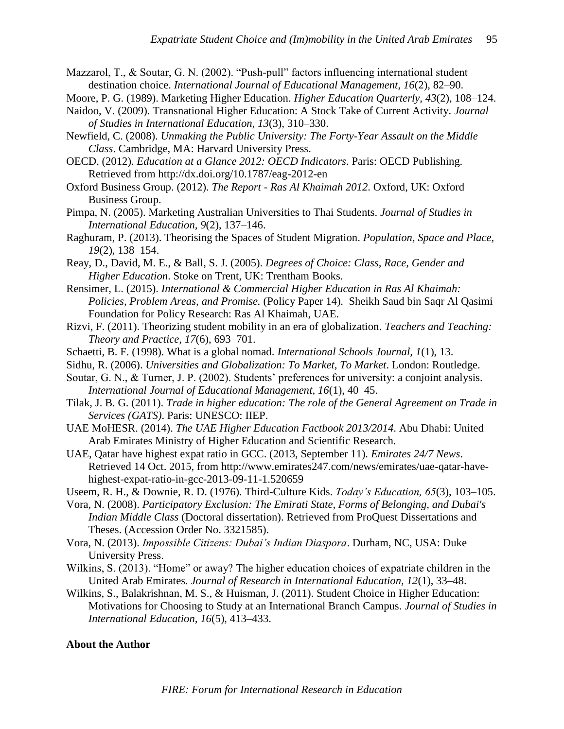Mazzarol, T., & Soutar, G. N. (2002). "Push-pull" factors influencing international student destination choice. *International Journal of Educational Management, 16*(2), 82–90.

Moore, P. G. (1989). Marketing Higher Education. *Higher Education Quarterly, 43*(2), 108–124.

Naidoo, V. (2009). Transnational Higher Education: A Stock Take of Current Activity. *Journal of Studies in International Education, 13*(3), 310–330.

Newfield, C. (2008). *Unmaking the Public University: The Forty-Year Assault on the Middle Class*. Cambridge, MA: Harvard University Press.

OECD. (2012). *Education at a Glance 2012: OECD Indicators*. Paris: OECD Publishing. Retrieved from http://dx.doi.org/10.1787/eag-2012-en

Oxford Business Group. (2012). *The Report - Ras Al Khaimah 2012*. Oxford, UK: Oxford Business Group.

Pimpa, N. (2005). Marketing Australian Universities to Thai Students. *Journal of Studies in International Education, 9*(2), 137–146.

Raghuram, P. (2013). Theorising the Spaces of Student Migration. *Population, Space and Place, 19*(2), 138–154.

Reay, D., David, M. E., & Ball, S. J. (2005). *Degrees of Choice: Class, Race, Gender and Higher Education*. Stoke on Trent, UK: Trentham Books.

Rensimer, L. (2015). *International & Commercial Higher Education in Ras Al Khaimah: Policies, Problem Areas, and Promise.* (Policy Paper 14). Sheikh Saud bin Saqr Al Qasimi Foundation for Policy Research: Ras Al Khaimah, UAE.

Rizvi, F. (2011). Theorizing student mobility in an era of globalization. *Teachers and Teaching: Theory and Practice, 17*(6), 693–701.

Schaetti, B. F. (1998). What is a global nomad. *International Schools Journal, 1*(1), 13.

Sidhu, R. (2006). *Universities and Globalization: To Market, To Market*. London: Routledge.

Soutar, G. N., & Turner, J. P. (2002). Students' preferences for university: a conjoint analysis. *International Journal of Educational Management, 16*(1), 40–45.

Tilak, J. B. G. (2011). *Trade in higher education: The role of the General Agreement on Trade in Services (GATS)*. Paris: UNESCO: IIEP.

UAE MoHESR. (2014). *The UAE Higher Education Factbook 2013/2014*. Abu Dhabi: United Arab Emirates Ministry of Higher Education and Scientific Research.

UAE, Qatar have highest expat ratio in GCC. (2013, September 11). *Emirates 24/7 News*. Retrieved 14 Oct. 2015, from http://www.emirates247.com/news/emirates/uae-qatar-have-highest-expat-ratio-in-gcc-2013-09-11-1.520659

Useem, R. H., & Downie, R. D. (1976). Third-Culture Kids. *Today's Education, 65*(3), 103–105.

Vora, N. (2008). *Participatory Exclusion: The Emirati State, Forms of Belonging, and Dubai's Indian Middle Class* (Doctoral dissertation). Retrieved from ProQuest Dissertations and Theses. (Accession Order No. 3321585).

Vora, N. (2013). *Impossible Citizens: Dubai's Indian Diaspora*. Durham, NC, USA: Duke University Press.

Wilkins, S. (2013). "Home" or away? The higher education choices of expatriate children in the United Arab Emirates. *Journal of Research in International Education, 12*(1), 33–48.

Wilkins, S., Balakrishnan, M. S., & Huisman, J. (2011). Student Choice in Higher Education: Motivations for Choosing to Study at an International Branch Campus. *Journal of Studies in International Education, 16*(5), 413–433.

**About the Author**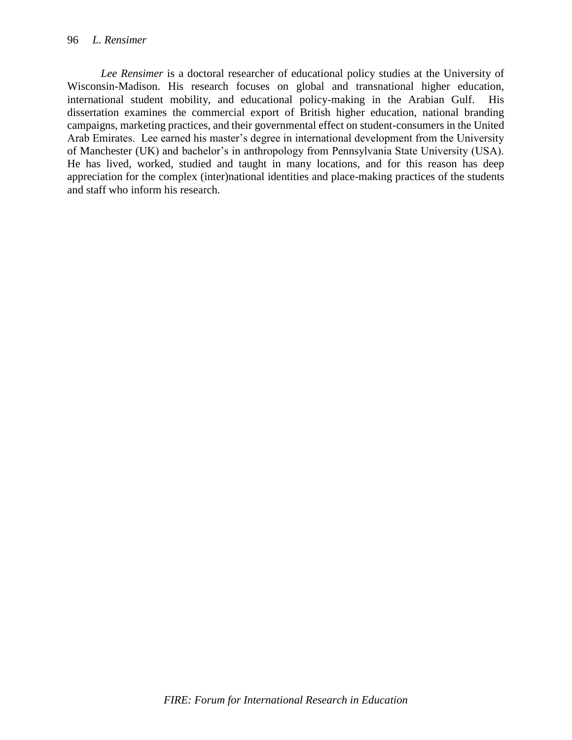*Lee Rensimer* is a doctoral researcher of educational policy studies at the University of Wisconsin-Madison. His research focuses on global and transnational higher education, international student mobility, and educational policy-making in the Arabian Gulf. His dissertation examines the commercial export of British higher education, national branding campaigns, marketing practices, and their governmental effect on student-consumers in the United Arab Emirates. Lee earned his master's degree in international development from the University of Manchester (UK) and bachelor's in anthropology from Pennsylvania State University (USA). He has lived, worked, studied and taught in many locations, and for this reason has deep appreciation for the complex (inter)national identities and place-making practices of the students and staff who inform his research.